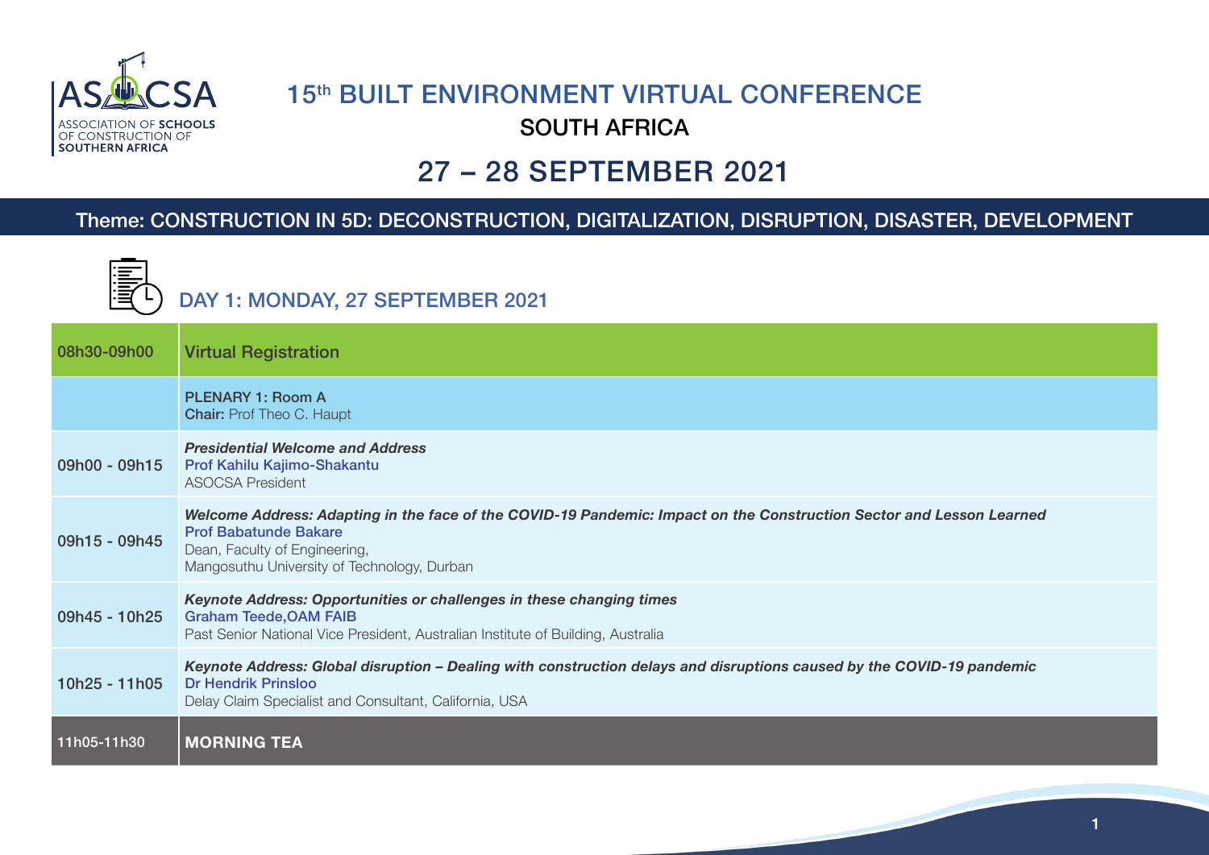ASOCSA
ASSOCIATION OF SCHOOLS OF CONSTRUCTION OF SOUTHERN AFRICA

# 15th BUILT ENVIRONMENT VIRTUAL CONFERENCE

## SOUTH AFRICA

## 27 – 28 SEPTEMBER 2021

**Theme: CONSTRUCTION IN 5D: DECONSTRUCTION, DIGITALIZATION, DISRUPTION, DISASTER, DEVELOPMENT**

### DAY 1: MONDAY, 27 SEPTEMBER 2021

| | |
|---|---|
| 08h30-09h00 | Virtual Registration |
| | PLENARY 1: Room A<br>**Chair:** Prof Theo C. Haupt |
| 09h00 - 09h15 | ***Presidential Welcome and Address***<br>Prof Kahilu Kajimo-Shakantu<br>ASOCSA President |
| 09h15 - 09h45 | ***Welcome Address: Adapting in the face of the COVID-19 Pandemic: Impact on the Construction Sector and Lesson Learned***<br>Prof Babatunde Bakare<br>Dean, Faculty of Engineering,<br>Mangosuthu University of Technology, Durban |
| 09h45 - 10h25 | ***Keynote Address: Opportunities or challenges in these changing times***<br>Graham Teede,OAM FAIB<br>Past Senior National Vice President, Australian Institute of Building, Australia |
| 10h25 - 11h05 | ***Keynote Address: Global disruption – Dealing with construction delays and disruptions caused by the COVID-19 pandemic***<br>Dr Hendrik Prinsloo<br>Delay Claim Specialist and Consultant, California, USA |
| 11h05-11h30 | **MORNING TEA** |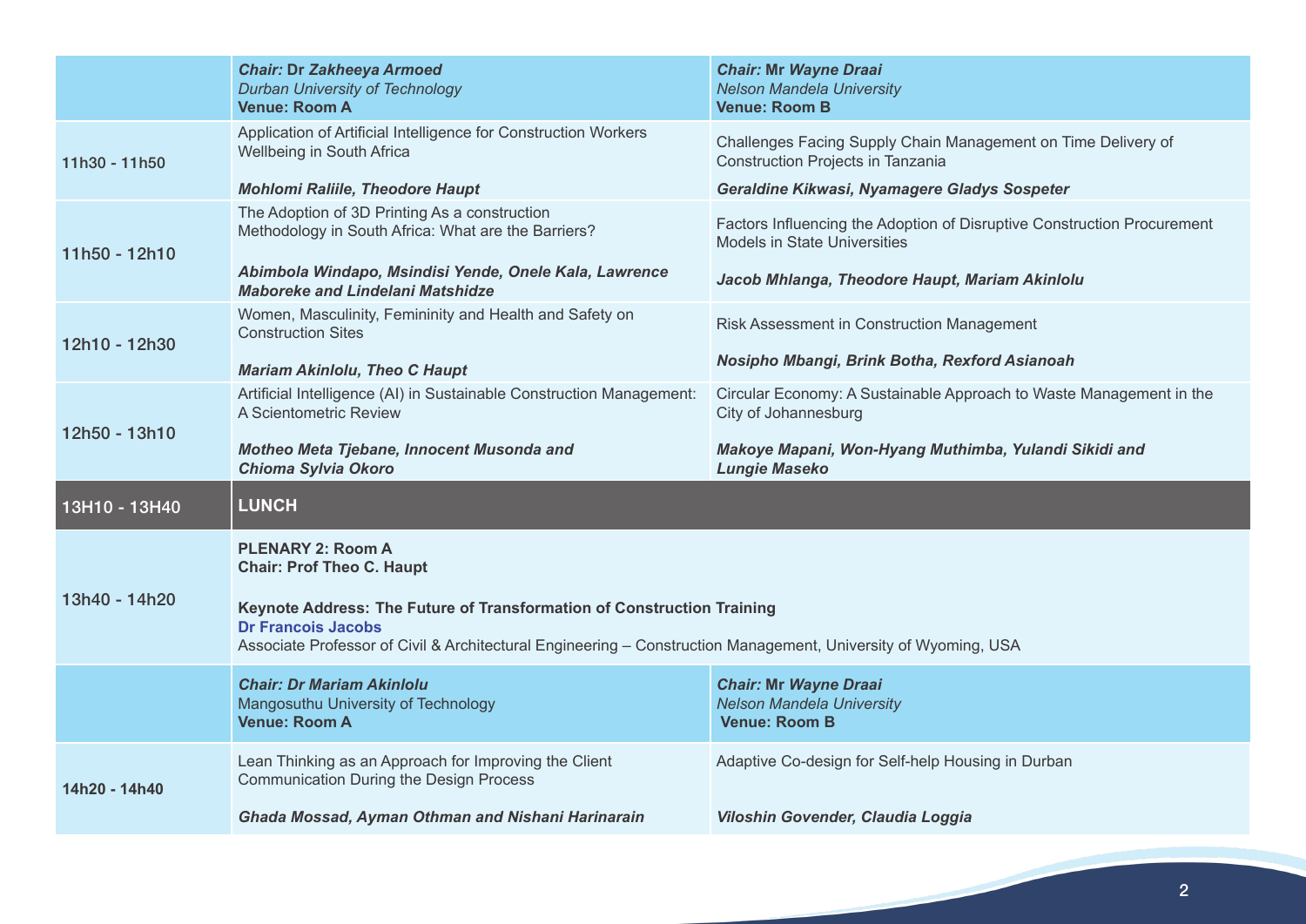| | ***Chair:* Dr Zakheeya Armoed**<br>*Durban University of Technology*<br>**Venue: Room A** | ***Chair:* Mr Wayne Draai**<br>*Nelson Mandela University*<br>**Venue: Room B** |
|---|---|---|
| 11h30 - 11h50 | Application of Artificial Intelligence for Construction Workers Wellbeing in South Africa<br>***Mohlomi Raliile, Theodore Haupt*** | Challenges Facing Supply Chain Management on Time Delivery of Construction Projects in Tanzania<br>***Geraldine Kikwasi, Nyamagere Gladys Sospeter*** |
| 11h50 - 12h10 | The Adoption of 3D Printing As a construction Methodology in South Africa: What are the Barriers?<br>***Abimbola Windapo, Msindisi Yende, Onele Kala, Lawrence Maboreke and Lindelani Matshidze*** | Factors Influencing the Adoption of Disruptive Construction Procurement Models in State Universities<br>***Jacob Mhlanga, Theodore Haupt, Mariam Akinlolu*** |
| 12h10 - 12h30 | Women, Masculinity, Femininity and Health and Safety on Construction Sites<br>***Mariam Akinlolu, Theo C Haupt*** | Risk Assessment in Construction Management<br>***Nosipho Mbangi, Brink Botha, Rexford Asianoah*** |
| 12h50 - 13h10 | Artificial Intelligence (AI) in Sustainable Construction Management: A Scientometric Review<br>***Motheo Meta Tjebane, Innocent Musonda and Chioma Sylvia Okoro*** | Circular Economy: A Sustainable Approach to Waste Management in the City of Johannesburg<br>***Makoye Mapani, Won-Hyang Muthimba, Yulandi Sikidi and Lungie Maseko*** |
| **13H10 - 13H40** | **LUNCH** | |
| 13h40 - 14h20 | **PLENARY 2: Room A**<br>**Chair: Prof Theo C. Haupt**<br>**Keynote Address: The Future of Transformation of Construction Training**<br>**Dr Francois Jacobs**<br>Associate Professor of Civil & Architectural Engineering – Construction Management, University of Wyoming, USA | |
| | ***Chair: Dr Mariam Akinlolu***<br>Mangosuthu University of Technology<br>**Venue: Room A** | ***Chair:* Mr Wayne Draai**<br>*Nelson Mandela University*<br>**Venue: Room B** |
| 14h20 - 14h40 | Lean Thinking as an Approach for Improving the Client Communication During the Design Process<br>***Ghada Mossad, Ayman Othman and Nishani Harinarain*** | Adaptive Co-design for Self-help Housing in Durban<br>***Viloshin Govender, Claudia Loggia*** |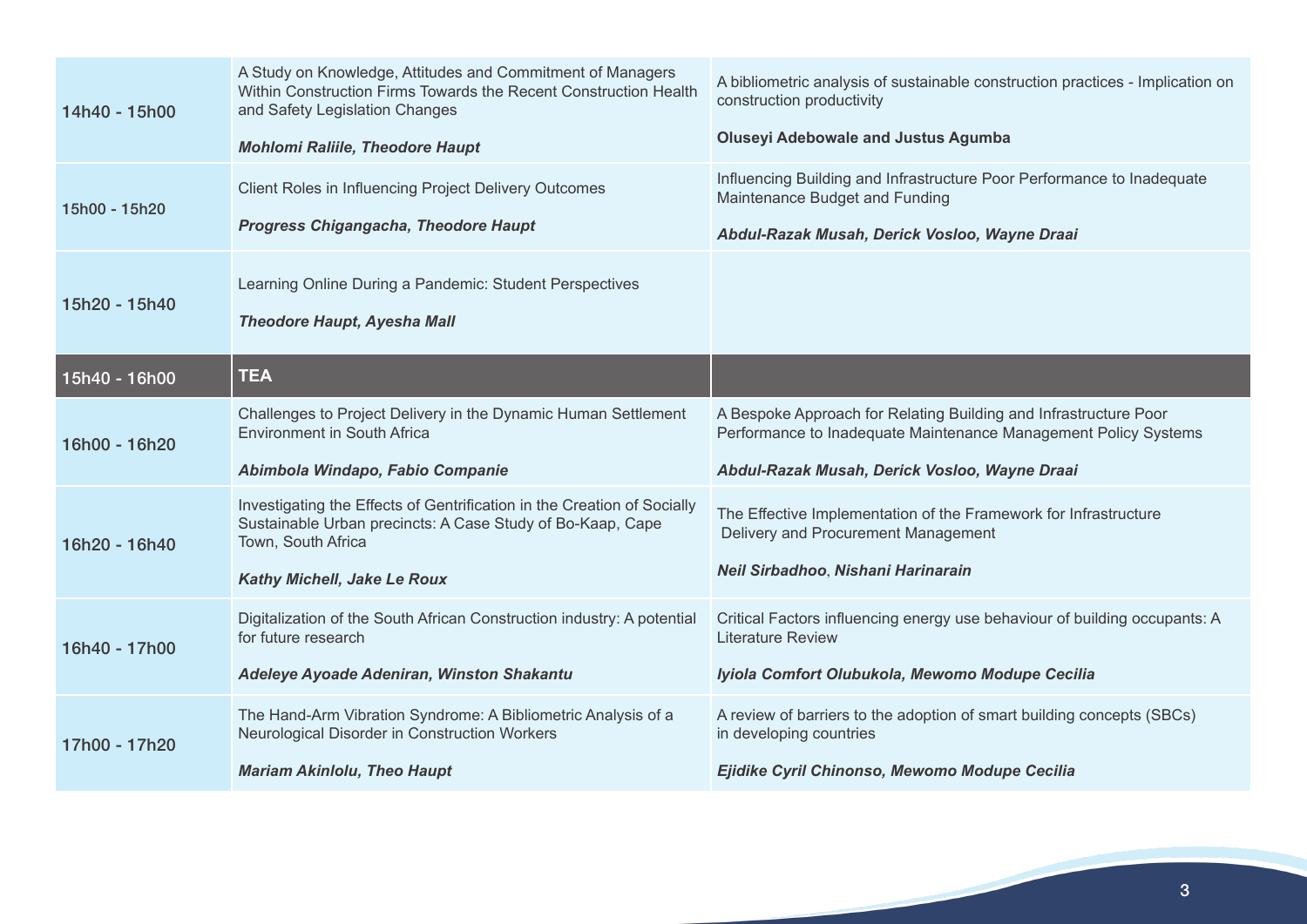| | | |
|---|---|---|
| 14h40 - 15h00 | A Study on Knowledge, Attitudes and Commitment of Managers Within Construction Firms Towards the Recent Construction Health and Safety Legislation Changes<br><br>***Mohlomi Raliile, Theodore Haupt*** | A bibliometric analysis of sustainable construction practices - Implication on construction productivity<br><br>**Oluseyi Adebowale and Justus Agumba** |
| 15h00 - 15h20 | Client Roles in Influencing Project Delivery Outcomes<br><br>***Progress Chigangacha, Theodore Haupt*** | Influencing Building and Infrastructure Poor Performance to Inadequate Maintenance Budget and Funding<br><br>***Abdul-Razak Musah, Derick Vosloo, Wayne Draai*** |
| 15h20 - 15h40 | Learning Online During a Pandemic: Student Perspectives<br><br>***Theodore Haupt, Ayesha Mall*** | |
| 15h40 - 16h00 | **TEA** | |
| 16h00 - 16h20 | Challenges to Project Delivery in the Dynamic Human Settlement Environment in South Africa<br><br>***Abimbola Windapo, Fabio Companie*** | A Bespoke Approach for Relating Building and Infrastructure Poor Performance to Inadequate Maintenance Management Policy Systems<br><br>***Abdul-Razak Musah, Derick Vosloo, Wayne Draai*** |
| 16h20 - 16h40 | Investigating the Effects of Gentrification in the Creation of Socially Sustainable Urban precincts: A Case Study of Bo-Kaap, Cape Town, South Africa<br><br>***Kathy Michell, Jake Le Roux*** | The Effective Implementation of the Framework for Infrastructure Delivery and Procurement Management<br><br>***Neil Sirbadhoo*, *Nishani Harinarain*** |
| 16h40 - 17h00 | Digitalization of the South African Construction industry: A potential for future research<br><br>***Adeleye Ayoade Adeniran, Winston Shakantu*** | Critical Factors influencing energy use behaviour of building occupants: A Literature Review<br><br>***Iyiola Comfort Olubukola, Mewomo Modupe Cecilia*** |
| 17h00 - 17h20 | The Hand-Arm Vibration Syndrome: A Bibliometric Analysis of a Neurological Disorder in Construction Workers<br><br>***Mariam Akinlolu, Theo Haupt*** | A review of barriers to the adoption of smart building concepts (SBCs) in developing countries<br><br>***Ejidike Cyril Chinonso, Mewomo Modupe Cecilia*** |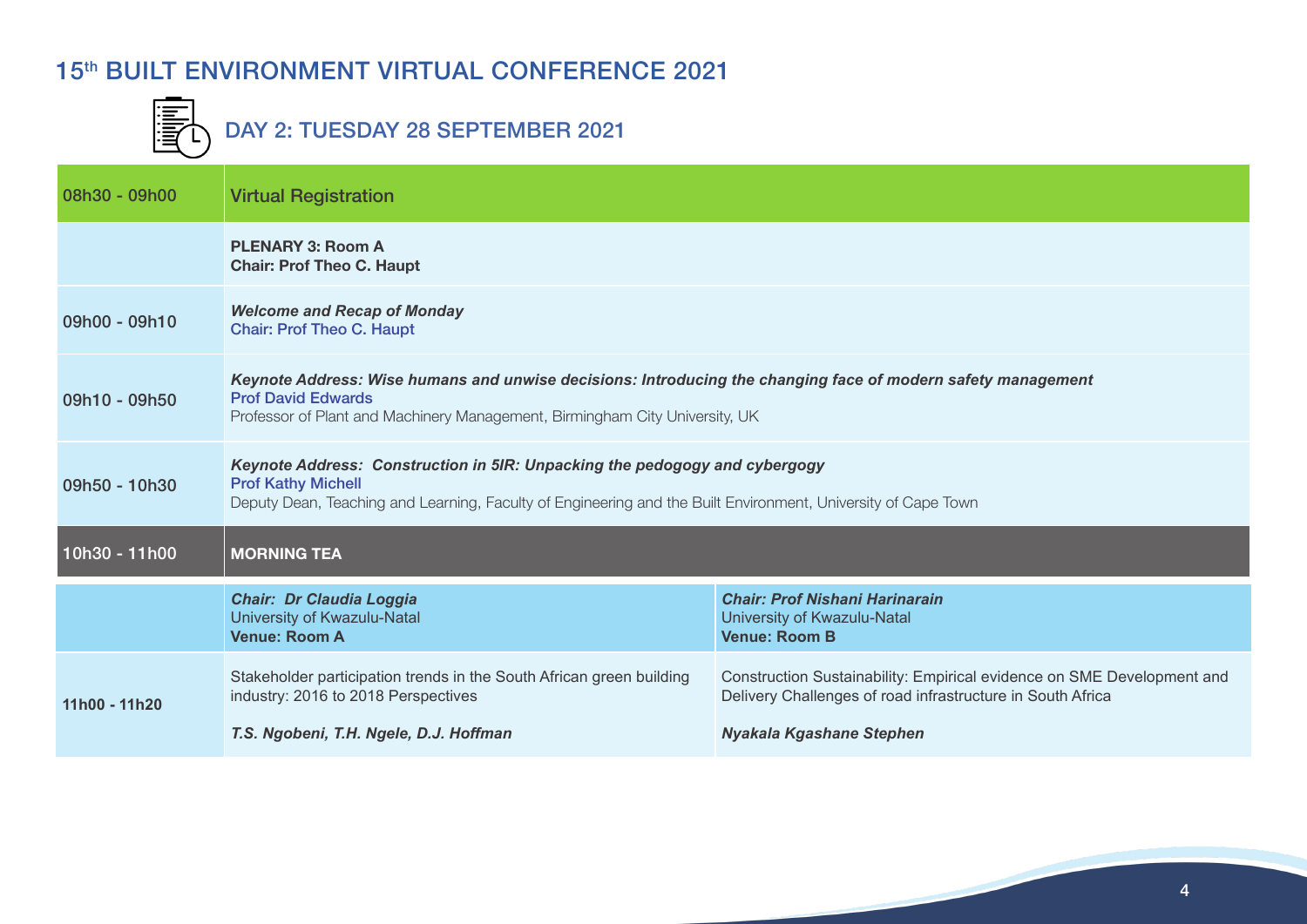# 15th BUILT ENVIRONMENT VIRTUAL CONFERENCE 2021

## DAY 2: TUESDAY 28 SEPTEMBER 2021

| | | |
|---|---|---|
| 08h30 - 09h00 | Virtual Registration | |
| | **PLENARY 3: Room A**<br>**Chair: Prof Theo C. Haupt** | |
| 09h00 - 09h10 | ***Welcome and Recap of Monday***<br>Chair: Prof Theo C. Haupt | |
| 09h10 - 09h50 | ***Keynote Address: Wise humans and unwise decisions: Introducing the changing face of modern safety management***<br>Prof David Edwards<br>Professor of Plant and Machinery Management, Birmingham City University, UK | |
| 09h50 - 10h30 | ***Keynote Address: Construction in 5IR: Unpacking the pedogogy and cybergogy***<br>Prof Kathy Michell<br>Deputy Dean, Teaching and Learning, Faculty of Engineering and the Built Environment, University of Cape Town | |
| 10h30 - 11h00 | **MORNING TEA** | |
| | ***Chair: Dr Claudia Loggia***<br>University of Kwazulu-Natal<br>**Venue: Room A** | ***Chair: Prof Nishani Harinarain***<br>University of Kwazulu-Natal<br>**Venue: Room B** |
| **11h00 - 11h20** | Stakeholder participation trends in the South African green building industry: 2016 to 2018 Perspectives<br><br>***T.S. Ngobeni, T.H. Ngele, D.J. Hoffman*** | Construction Sustainability: Empirical evidence on SME Development and Delivery Challenges of road infrastructure in South Africa<br><br>***Nyakala Kgashane Stephen*** |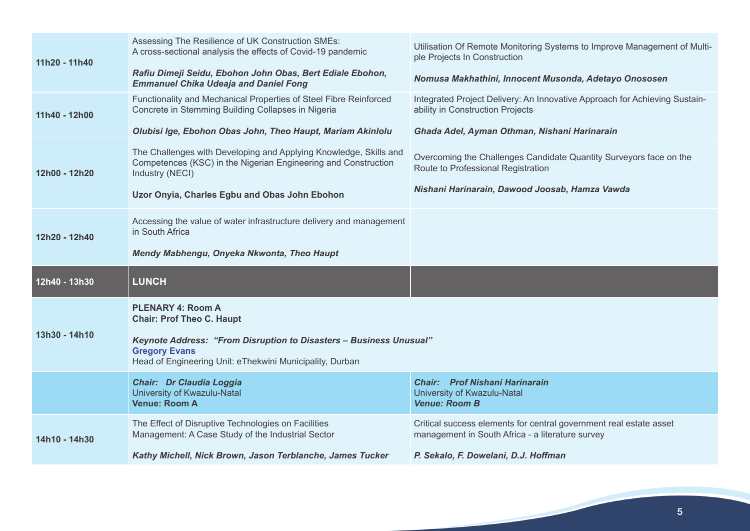| | | |
|---|---|---|
| 11h20 - 11h40 | Assessing The Resilience of UK Construction SMEs: A cross-sectional analysis the effects of Covid-19 pandemic<br><br>***Rafiu Dimeji Seidu, Ebohon John Obas, Bert Ediale Ebohon, Emmanuel Chika Udeaja and Daniel Fong*** | Utilisation Of Remote Monitoring Systems to Improve Management of Multiple Projects In Construction<br><br>***Nomusa Makhathini, Innocent Musonda, Adetayo Onososen*** |
| 11h40 - 12h00 | Functionality and Mechanical Properties of Steel Fibre Reinforced Concrete in Stemming Building Collapses in Nigeria<br><br>***Olubisi Ige, Ebohon Obas John, Theo Haupt, Mariam Akinlolu*** | Integrated Project Delivery: An Innovative Approach for Achieving Sustainability in Construction Projects<br><br>***Ghada Adel, Ayman Othman, Nishani Harinarain*** |
| 12h00 - 12h20 | The Challenges with Developing and Applying Knowledge, Skills and Competences (KSC) in the Nigerian Engineering and Construction Industry (NECI)<br><br>**Uzor Onyia, Charles Egbu and Obas John Ebohon** | Overcoming the Challenges Candidate Quantity Surveyors face on the Route to Professional Registration<br><br>***Nishani Harinarain, Dawood Joosab, Hamza Vawda*** |
| 12h20 - 12h40 | Accessing the value of water infrastructure delivery and management in South Africa<br><br>***Mendy Mabhengu, Onyeka Nkwonta, Theo Haupt*** | |
| **12h40 - 13h30** | **LUNCH** | |
| 13h30 - 14h10 | **PLENARY 4: Room A**<br>**Chair: Prof Theo C. Haupt**<br><br>***Keynote Address: "From Disruption to Disasters – Business Unusual"***<br>**Gregory Evans**<br>Head of Engineering Unit: eThekwini Municipality, Durban | |
| | ***Chair: Dr Claudia Loggia***<br>University of Kwazulu-Natal<br>**Venue: Room A** | ***Chair: Prof Nishani Harinarain***<br>University of Kwazulu-Natal<br>***Venue: Room B*** |
| 14h10 - 14h30 | The Effect of Disruptive Technologies on Facilities Management: A Case Study of the Industrial Sector<br><br>***Kathy Michell, Nick Brown, Jason Terblanche, James Tucker*** | Critical success elements for central government real estate asset management in South Africa - a literature survey<br><br>***P. Sekalo, F. Dowelani, D.J. Hoffman*** |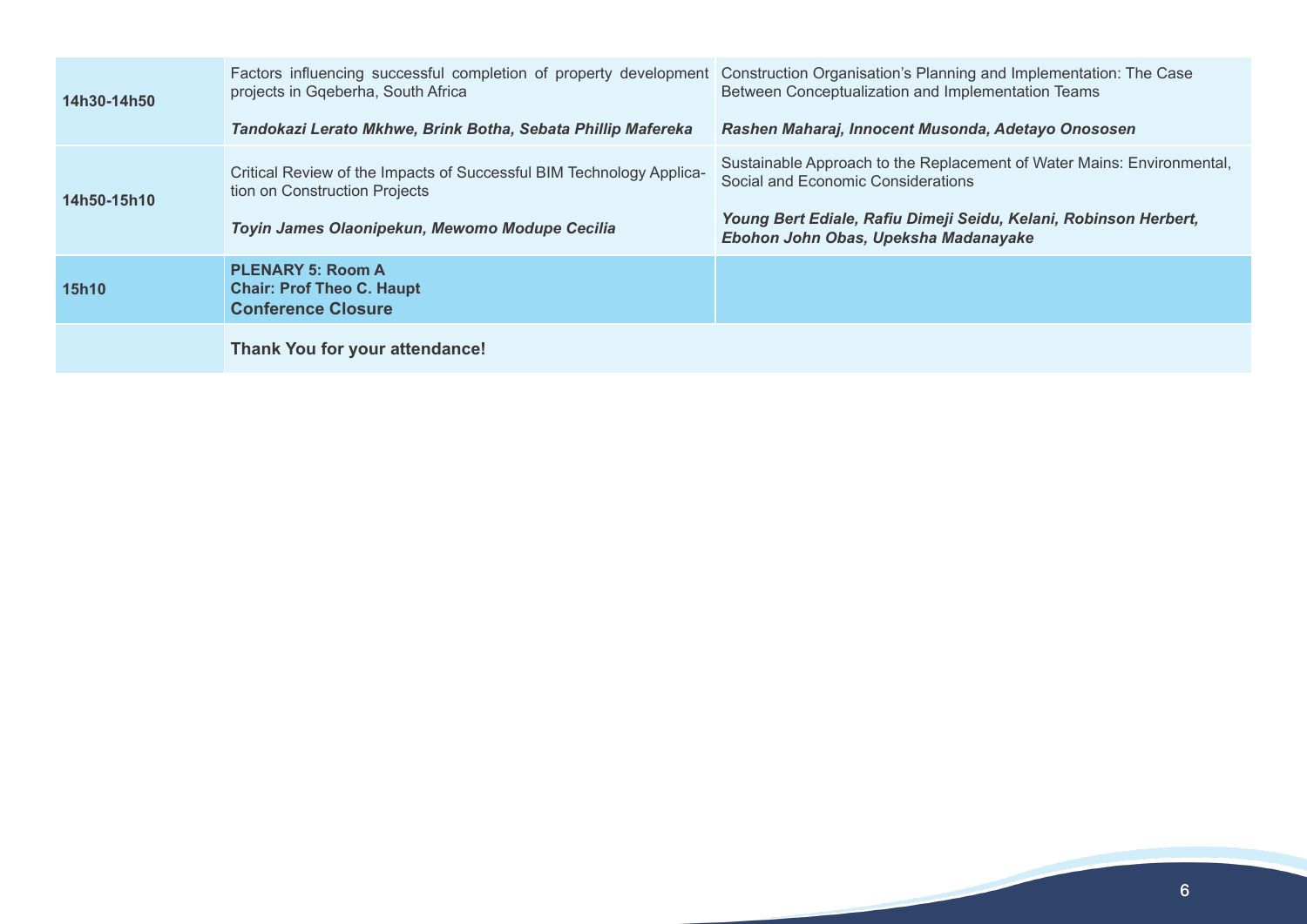| | | |
|---|---|---|
| **14h30-14h50** | Factors influencing successful completion of property development projects in Gqeberha, South Africa<br><br>***Tandokazi Lerato Mkhwe, Brink Botha, Sebata Phillip Mafereka*** | Construction Organisation's Planning and Implementation: The Case Between Conceptualization and Implementation Teams<br><br>***Rashen Maharaj, Innocent Musonda, Adetayo Onososen*** |
| **14h50-15h10** | Critical Review of the Impacts of Successful BIM Technology Application on Construction Projects<br><br>***Toyin James Olaonipekun, Mewomo Modupe Cecilia*** | Sustainable Approach to the Replacement of Water Mains: Environmental, Social and Economic Considerations<br><br>***Young Bert Ediale, Rafiu Dimeji Seidu, Kelani, Robinson Herbert, Ebohon John Obas, Upeksha Madanayake*** |
| **15h10** | **PLENARY 5: Room A**<br>**Chair: Prof Theo C. Haupt**<br>**Conference Closure** | |
| | **Thank You for your attendance!** | |